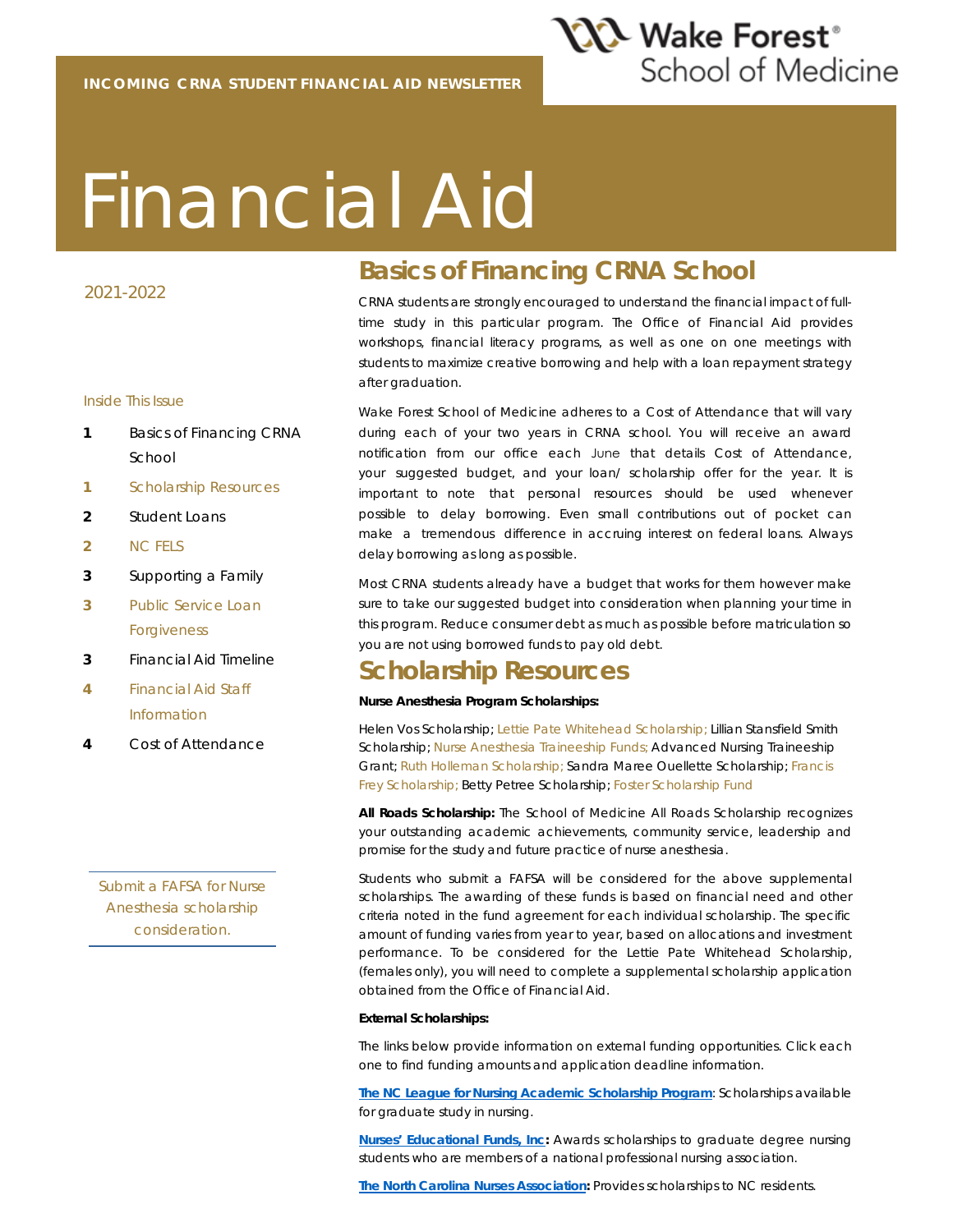INCOMING CRNA STUDENT FINANCIAL AID NEWSLETTER

Wake Forest School of Medicine

# Financial Aid

2021-2022

Inside This Issue

- **1** Basics of Financing CRNA School
- **1** Scholarship Resources
- **2** Student Loans
- **2** NC FELS
- **3** Supporting a Family
- **3** Public Service Loan Forgiveness
- **3** Financial Aid Timeline
- **4** Financial Aid Staff Information
- **4** Cost of Attendance

Submit a FAFSA for Nurse Anesthesia scholarship consideration.

## Basics of Financing CRNA School

CRNA students are strongly encouraged to understand the financial impact of full-time study in this particular program. The Office of Financial Aid provides workshops, financial literacy programs, as well as one on one meetings with students to maximize creative borrowing and help with a loan repayment strategy after graduation.

Wake Forest School of Medicine adheres to a Cost of Attendance that will vary during each of your two years in CRNA school. You will receive an award notification from our office each June that details Cost of Attendance, your suggested budget, and your loan/ scholarship offer for the year. It is important to note that personal resources should be used whenever possible to delay borrowing. Even small contributions out of pocket can make a tremendous difference in accruing interest on federal loans. Always delay borrowing as long as possible.

Most CRNA students already have a budget that works for them however make sure to take our suggested budget into consideration when planning your time in this program. Reduce consumer debt as much as possible before matriculation so you are not using borrowed funds to pay old debt.

## Scholarship Resources

**Nurse Anesthesia Program Scholarships:**

Helen Vos Scholarship; Lettie Pate Whitehead Scholarship; Lillian Stansfield Smith Scholarship; Nurse Anesthesia Traineeship Funds; Advanced Nursing Traineeship Grant; Ruth Holleman Scholarship; Sandra Maree Ouellette Scholarship; Francis Frey Scholarship; Betty Petree Scholarship; Foster Scholarship Fund

**All Roads Scholarship:** The School of Medicine All Roads Scholarship recognizes your outstanding academic achievements, community service, leadership and promise for the study and future practice of nurse anesthesia.

Students who submit a FAFSA will be considered for the above supplemental scholarships. The awarding of these funds is based on financial need and other criteria noted in the fund agreement for each individual scholarship. The specific amount of funding varies from year to year, based on allocations and investment performance. To be considered for the Lettie Pate Whitehead Scholarship, (females only), you will need to complete a supplemental scholarship application obtained from the Office of Financial Aid.

**External Scholarships:**

The links below provide information on external funding opportunities. Click each one to find funding amounts and application deadline information.

**The NC League for Nursing Academic Scholarship Program**: Scholarships available for graduate study in nursing.

**Nurses' Educational Funds, Inc:** Awards scholarships to graduate degree nursing students who are members of a national professional nursing association.

**The North Carolina Nurses Association:** Provides scholarships to NC residents.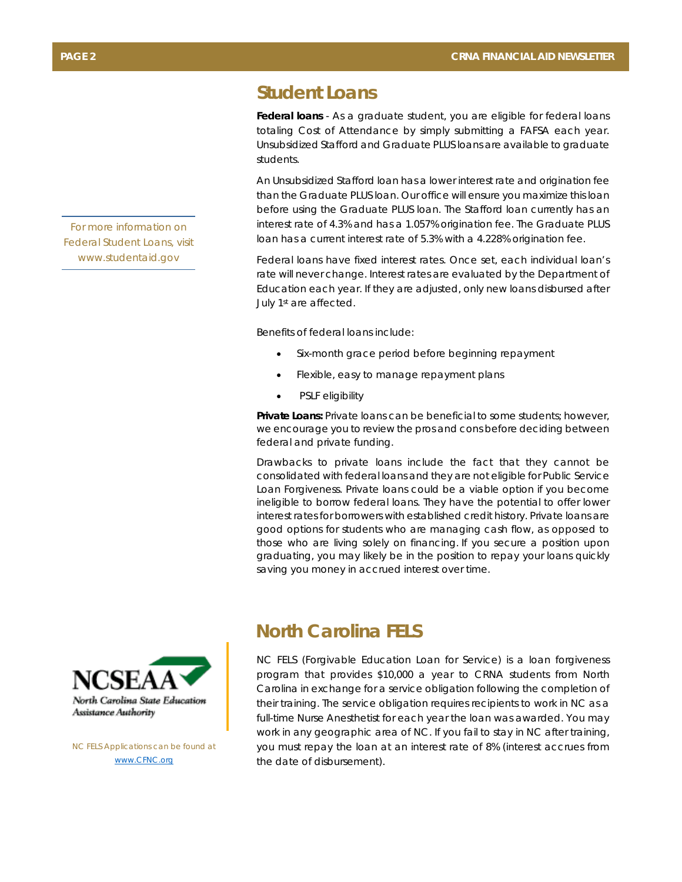## Student Loans

**Federal loans** - As a graduate student, you are eligible for federal loans totaling Cost of Attendance by simply submitting a FAFSA each year. Unsubsidized Stafford and Graduate PLUS loans are available to graduate students.

An Unsubsidized Stafford loan has a lower interest rate and origination fee than the Graduate PLUS loan. Our office will ensure you maximize this loan before using the Graduate PLUS loan. The Stafford loan currently has an interest rate of 4.3% and has a 1.057% origination fee. The Graduate PLUS loan has a current interest rate of 5.3% with a 4.228% origination fee.

For more information on Federal Student Loans, visit www.studentaid.gov

Federal loans have fixed interest rates. Once set, each individual loan's rate will never change. Interest rates are evaluated by the Department of Education each year. If they are adjusted, only new loans disbursed after July 1st are affected.

Benefits of federal loans include:

- Six-month grace period before beginning repayment
- Flexible, easy to manage repayment plans
- PSLF eligibility

**Private Loans:** Private loans can be beneficial to some students; however, we encourage you to review the pros and cons before deciding between federal and private funding.

Drawbacks to private loans include the fact that they cannot be consolidated with federal loans and they are not eligible for Public Service Loan Forgiveness. Private loans could be a viable option if you become ineligible to borrow federal loans. They have the potential to offer lower interest rates for borrowers with established credit history. Private loans are good options for students who are managing cash flow, as opposed to those who are living solely on financing. If you secure a position upon graduating, you may likely be in the position to repay your loans quickly saving you money in accrued interest over time.

## North Carolina FELS

NCSEAA North Carolina State Education Assistance Authority

NC FELS Applications can be found at www.CFNC.org

NC FELS (Forgivable Education Loan for Service) is a loan forgiveness program that provides $10,000 a year to CRNA students from North Carolina in exchange for a service obligation following the completion of their training. The service obligation requires recipients to work in NC as a full-time Nurse Anesthetist for each year the loan was awarded. You may work in any geographic area of NC. If you fail to stay in NC after training, you must repay the loan at an interest rate of 8% (interest accrues from the date of disbursement).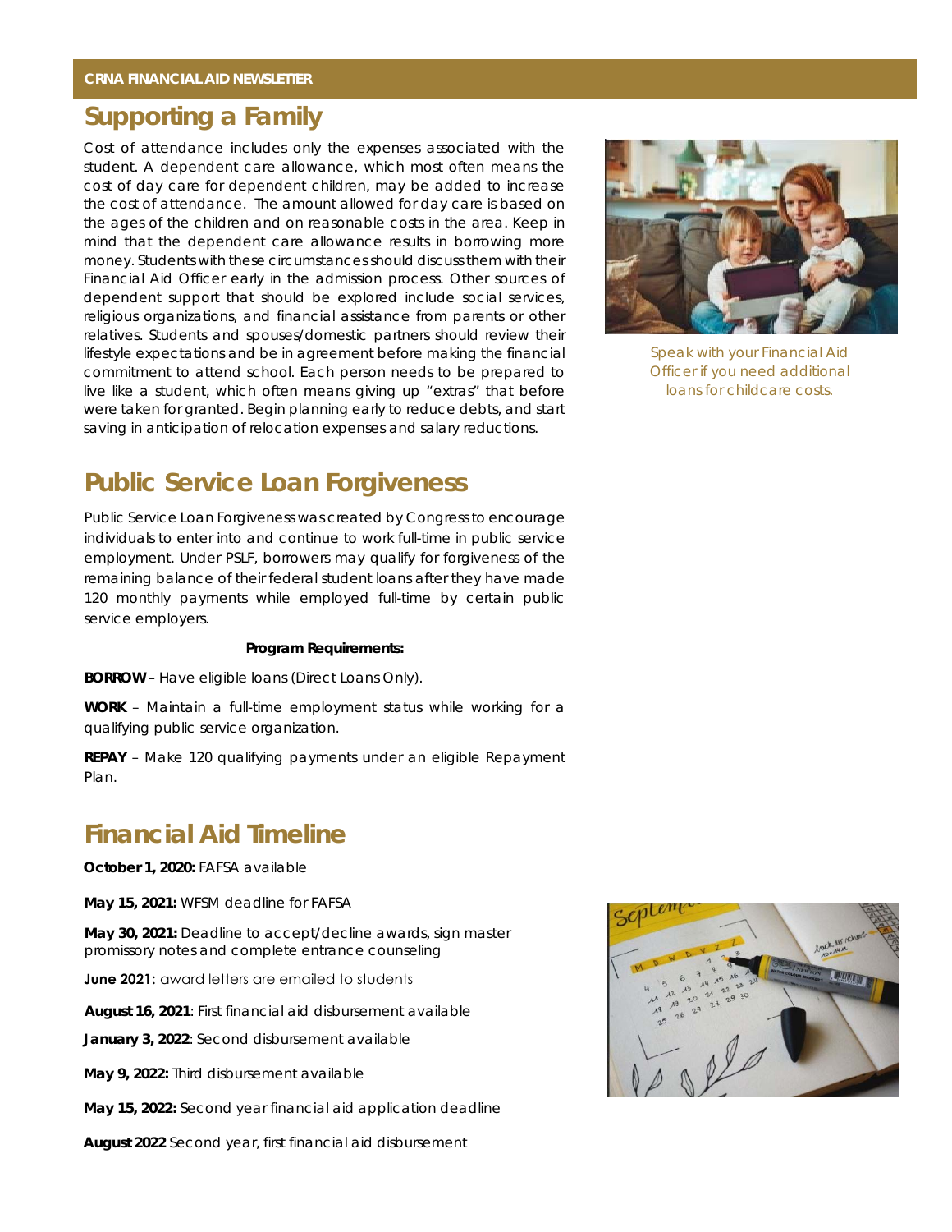## Supporting a Family

Cost of attendance includes only the expenses associated with the student. A dependent care allowance, which most often means the cost of day care for dependent children, may be added to increase the cost of attendance. The amount allowed for day care is based on the ages of the children and on reasonable costs in the area. Keep in mind that the dependent care allowance results in borrowing more money. Students with these circumstances should discuss them with their Financial Aid Officer early in the admission process. Other sources of dependent support that should be explored include social services, religious organizations, and financial assistance from parents or other relatives. Students and spouses/domestic partners should review their lifestyle expectations and be in agreement before making the financial commitment to attend school. Each person needs to be prepared to live like a student, which often means giving up "extras" that before were taken for granted. Begin planning early to reduce debts, and start saving in anticipation of relocation expenses and salary reductions.

Speak with your Financial Aid Officer if you need additional loans for childcare costs.

## Public Service Loan Forgiveness

Public Service Loan Forgiveness was created by Congress to encourage individuals to enter into and continue to work full-time in public service employment. Under PSLF, borrowers may qualify for forgiveness of the remaining balance of their federal student loans after they have made 120 monthly payments while employed full-time by certain public service employers.

**Program Requirements:**

**BORROW** – Have eligible loans (Direct Loans Only).

**WORK** – Maintain a full-time employment status while working for a qualifying public service organization.

**REPAY** – Make 120 qualifying payments under an eligible Repayment Plan.

## Financial Aid Timeline

**October 1, 2020:** FAFSA available

**May 15, 2021:** WFSM deadline for FAFSA

**May 30, 2021:** Deadline to accept/decline awards, sign master promissory notes and complete entrance counseling

**June 2021:** award letters are emailed to students

**August 16, 2021**: First financial aid disbursement available

**January 3, 2022**: Second disbursement available

**May 9, 2022:** Third disbursement available

**May 15, 2022:** Second year financial aid application deadline

**August 2022** Second year, first financial aid disbursement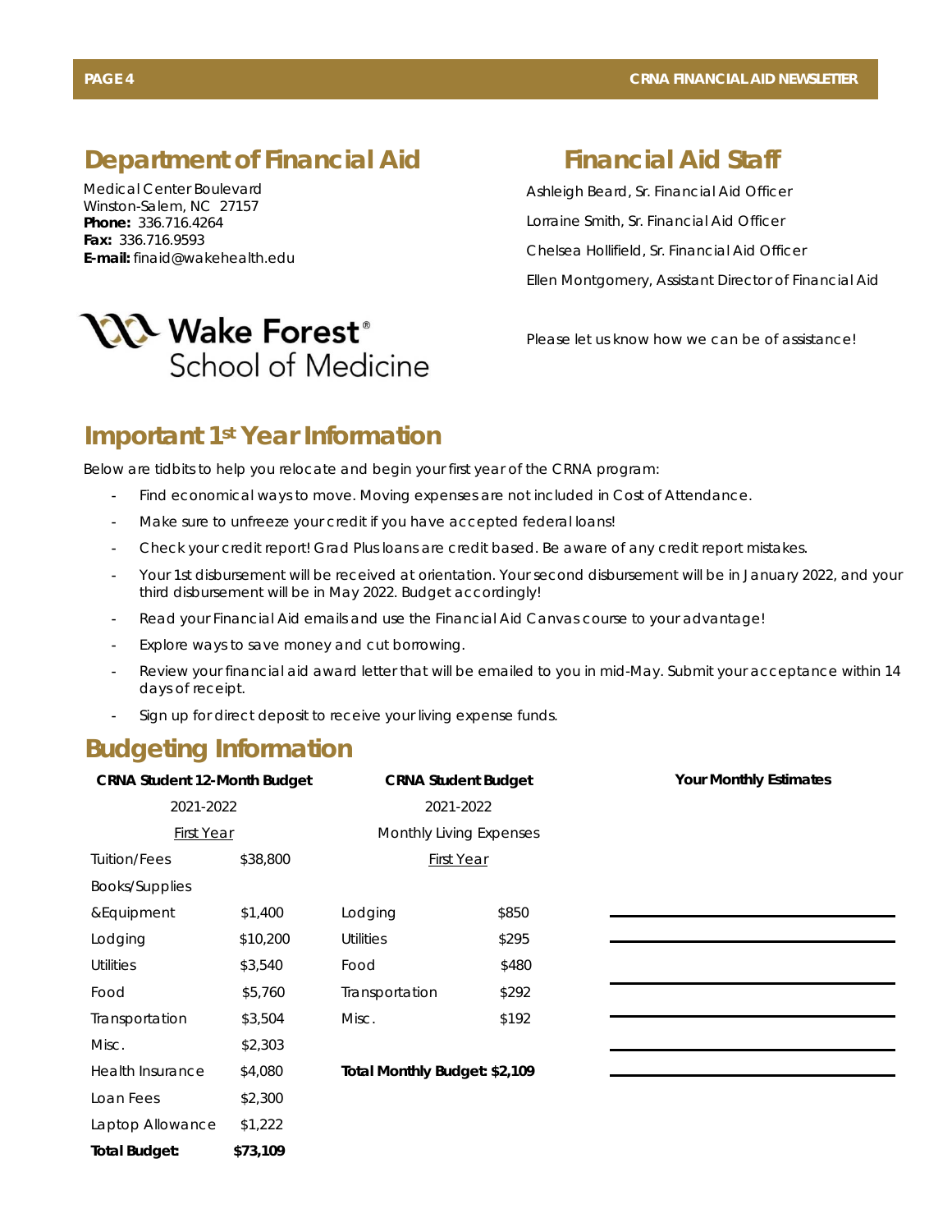## Department of Financial Aid

Medical Center Boulevard
Winston-Salem, NC 27157
**Phone:** 336.716.4264
**Fax:** 336.716.9593
**E-mail:** finaid@wakehealth.edu

Wake Forest® School of Medicine

## Financial Aid Staff

Ashleigh Beard, Sr. Financial Aid Officer

Lorraine Smith, Sr. Financial Aid Officer

Chelsea Hollifield, Sr. Financial Aid Officer

Ellen Montgomery, Assistant Director of Financial Aid

Please let us know how we can be of assistance!

## Important 1st Year Information

Below are tidbits to help you relocate and begin your first year of the CRNA program:

- Find economical ways to move. Moving expenses are not included in Cost of Attendance.
- Make sure to unfreeze your credit if you have accepted federal loans!
- Check your credit report! Grad Plus loans are credit based. Be aware of any credit report mistakes.
- Your 1st disbursement will be received at orientation. Your second disbursement will be in January 2022, and your third disbursement will be in May 2022. Budget accordingly!
- Read your Financial Aid emails and use the Financial Aid Canvas course to your advantage!
- Explore ways to save money and cut borrowing.
- Review your financial aid award letter that will be emailed to you in mid-May. Submit your acceptance within 14 days of receipt.
- Sign up for direct deposit to receive your living expense funds.

## Budgeting Information

**CRNA Student 12-Month Budget**
2021-2022
First Year

| | |
|---|---|
| Tuition/Fees | $38,800 |
| Books/Supplies &Equipment | $1,400 |
| Lodging | $10,200 |
| Utilities | $3,540 |
| Food | $5,760 |
| Transportation | $3,504 |
| Misc. | $2,303 |
| Health Insurance | $4,080 |
| Loan Fees | $2,300 |
| Laptop Allowance | $1,222 |
| **Total Budget:** | **$73,109** |

**CRNA Student Budget**
2021-2022
Monthly Living Expenses
First Year

| | | Your Monthly Estimates |
|---|---|---|
| Lodging | $850 | ______ |
| Utilities | $295 | ______ |
| Food | $480 | ______ |
| Transportation | $292 | ______ |
| Misc. | $192 | ______ |
| | | ______ |
| **Total Monthly Budget: $2,109** | | ______ |